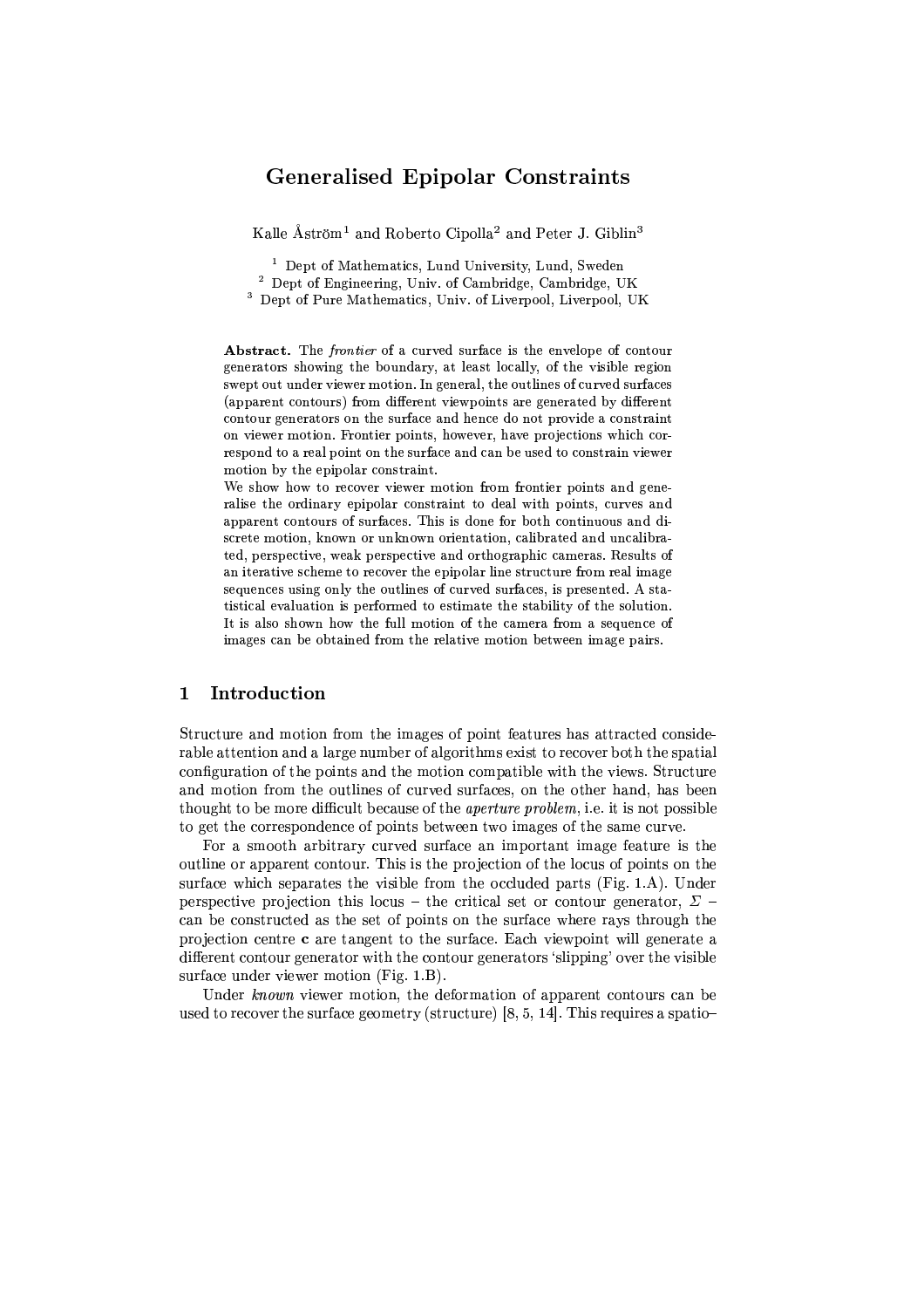# Generalised Epipolar Constraints

Kalle Åström[1] and Roberto Cipolla[2] and Peter J. Giblin[3]

[1] Dept of Mathematics, Lund University, Lund, Sweden
[2] Dept of Engineering, Univ. of Cambridge, Cambridge, UK
[3] Dept of Pure Mathematics, Univ. of Liverpool, Liverpool, UK

**Abstract.** The *frontier* of a curved surface is the envelope of contour generators showing the boundary, at least locally, of the visible region swept out under viewer motion. In general, the outlines of curved surfaces (apparent contours) from different viewpoints are generated by different contour generators on the surface and hence do not provide a constraint on viewer motion. Frontier points, however, have projections which correspond to a real point on the surface and can be used to constrain viewer motion by the epipolar constraint.

We show how to recover viewer motion from frontier points and generalise the ordinary epipolar constraint to deal with points, curves and apparent contours of surfaces. This is done for both continuous and discrete motion, known or unknown orientation, calibrated and uncalibrated, perspective, weak perspective and orthographic cameras. Results of an iterative scheme to recover the epipolar line structure from real image sequences using only the outlines of curved surfaces, is presented. A statistical evaluation is performed to estimate the stability of the solution. It is also shown how the full motion of the camera from a sequence of images can be obtained from the relative motion between image pairs.

## 1 Introduction

Structure and motion from the images of point features has attracted considerable attention and a large number of algorithms exist to recover both the spatial configuration of the points and the motion compatible with the views. Structure and motion from the outlines of curved surfaces, on the other hand, has been thought to be more difficult because of the *aperture problem*, i.e. it is not possible to get the correspondence of points between two images of the same curve.

For a smooth arbitrary curved surface an important image feature is the outline or apparent contour. This is the projection of the locus of points on the surface which separates the visible from the occluded parts (Fig. 1.A). Under perspective projection this locus – the critical set or contour generator, $\Sigma$ – can be constructed as the set of points on the surface where rays through the projection centre $\mathbf{c}$ are tangent to the surface. Each viewpoint will generate a different contour generator with the contour generators 'slipping' over the visible surface under viewer motion (Fig. 1.B).

Under *known* viewer motion, the deformation of apparent contours can be used to recover the surface geometry (structure) [8, 5, 14]. This requires a spatio–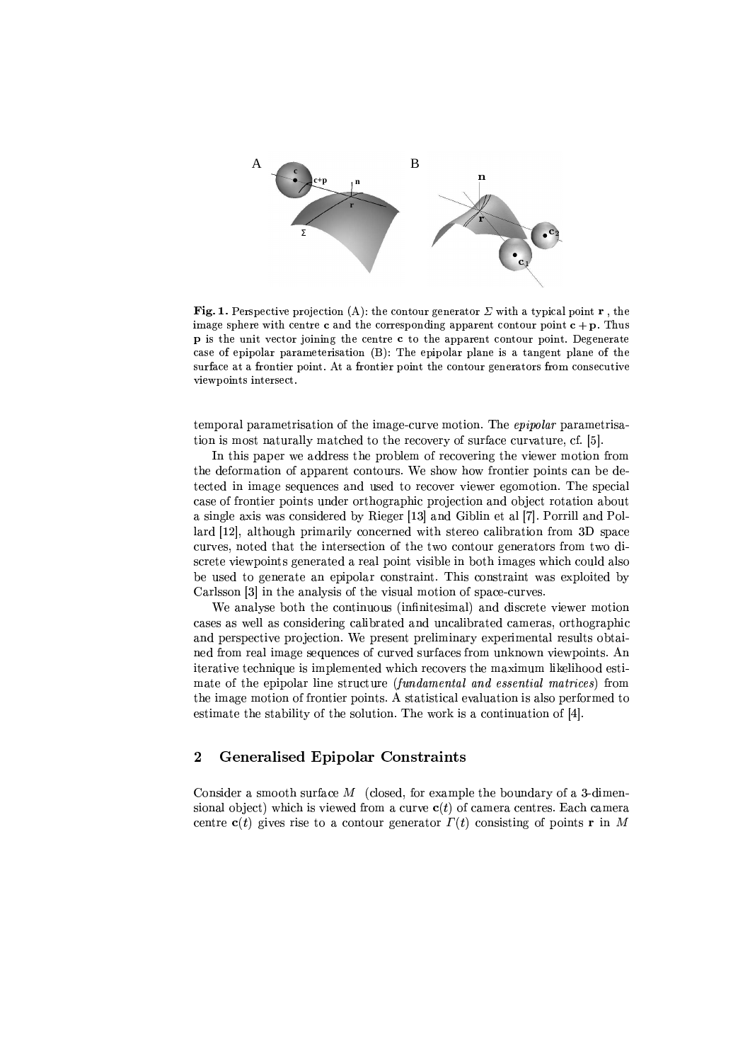**Fig. 1.** Perspective projection (A): the contour generator $\Sigma$ with a typical point $\mathbf{r}$ , the image sphere with centre $\mathbf{c}$ and the corresponding apparent contour point $\mathbf{c} + \mathbf{p}$. Thus $\mathbf{p}$ is the unit vector joining the centre $\mathbf{c}$ to the apparent contour point. Degenerate case of epipolar parameterisation (B): The epipolar plane is a tangent plane of the surface at a frontier point. At a frontier point the contour generators from consecutive viewpoints intersect.

temporal parametrisation of the image-curve motion. The *epipolar* parametrisation is most naturally matched to the recovery of surface curvature, cf. [5].

In this paper we address the problem of recovering the viewer motion from the deformation of apparent contours. We show how frontier points can be detected in image sequences and used to recover viewer egomotion. The special case of frontier points under orthographic projection and object rotation about a single axis was considered by Rieger [13] and Giblin et al [7]. Porrill and Pollard [12], although primarily concerned with stereo calibration from 3D space curves, noted that the intersection of the two contour generators from two discrete viewpoints generated a real point visible in both images which could also be used to generate an epipolar constraint. This constraint was exploited by Carlsson [3] in the analysis of the visual motion of space-curves.

We analyse both the continuous (infinitesimal) and discrete viewer motion cases as well as considering calibrated and uncalibrated cameras, orthographic and perspective projection. We present preliminary experimental results obtained from real image sequences of curved surfaces from unknown viewpoints. An iterative technique is implemented which recovers the maximum likelihood estimate of the epipolar line structure (*fundamental and essential matrices*) from the image motion of frontier points. A statistical evaluation is also performed to estimate the stability of the solution. The work is a continuation of [4].

## 2 Generalised Epipolar Constraints

Consider a smooth surface $M$ (closed, for example the boundary of a 3-dimensional object) which is viewed from a curve $\mathbf{c}(t)$ of camera centres. Each camera centre $\mathbf{c}(t)$ gives rise to a contour generator $\Gamma(t)$ consisting of points $\mathbf{r}$ in $M$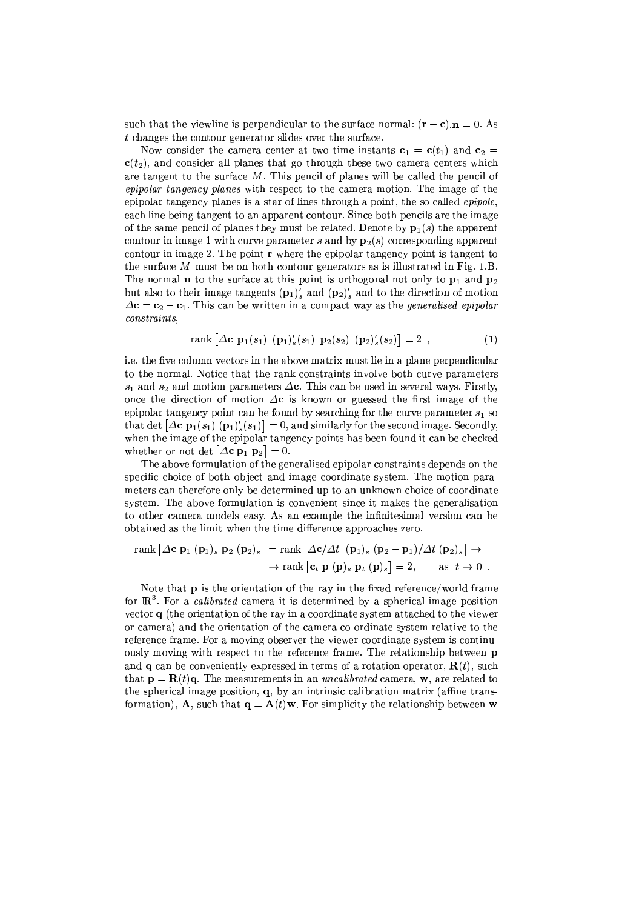such that the viewline is perpendicular to the surface normal: $(\mathbf{r} - \mathbf{c}).\mathbf{n} = 0$. As $t$ changes the contour generator slides over the surface.

Now consider the camera center at two time instants $\mathbf{c}_1 = \mathbf{c}(t_1)$ and $\mathbf{c}_2 = \mathbf{c}(t_2)$, and consider all planes that go through these two camera centers which are tangent to the surface $M$. This pencil of planes will be called the pencil of *epipolar tangency planes* with respect to the camera motion. The image of the epipolar tangency planes is a star of lines through a point, the so called *epipole*, each line being tangent to an apparent contour. Since both pencils are the image of the same pencil of planes they must be related. Denote by $\mathbf{p}_1(s)$ the apparent contour in image 1 with curve parameter $s$ and by $\mathbf{p}_2(s)$ corresponding apparent contour in image 2. The point $\mathbf{r}$ where the epipolar tangency point is tangent to the surface $M$ must be on both contour generators as is illustrated in Fig. 1.B. The normal $\mathbf{n}$ to the surface at this point is orthogonal not only to $\mathbf{p}_1$ and $\mathbf{p}_2$ but also to their image tangents $(\mathbf{p}_1)'_s$ and $(\mathbf{p}_2)'_s$ and to the direction of motion $\Delta\mathbf{c} = \mathbf{c}_2 - \mathbf{c}_1$. This can be written in a compact way as the *generalised epipolar constraints*,

$$\operatorname{rank}\left[\Delta\mathbf{c}\ \mathbf{p}_1(s_1)\ (\mathbf{p}_1)'_s(s_1)\ \mathbf{p}_2(s_2)\ (\mathbf{p}_2)'_s(s_2)\right] = 2\ , \tag{1}$$

i.e. the five column vectors in the above matrix must lie in a plane perpendicular to the normal. Notice that the rank constraints involve both curve parameters $s_1$ and $s_2$ and motion parameters $\Delta\mathbf{c}$. This can be used in several ways. Firstly, once the direction of motion $\Delta\mathbf{c}$ is known or guessed the first image of the epipolar tangency point can be found by searching for the curve parameter $s_1$ so that $\det\left[\Delta\mathbf{c}\ \mathbf{p}_1(s_1)\ (\mathbf{p}_1)'_s(s_1)\right] = 0$, and similarly for the second image. Secondly, when the image of the epipolar tangency points has been found it can be checked whether or not $\det\left[\Delta\mathbf{c}\ \mathbf{p}_1\ \mathbf{p}_2\right] = 0$.

The above formulation of the generalised epipolar constraints depends on the specific choice of both object and image coordinate system. The motion parameters can therefore only be determined up to an unknown choice of coordinate system. The above formulation is convenient since it makes the generalisation to other camera models easy. As an example the infinitesimal version can be obtained as the limit when the time difference approaches zero.

$$\begin{aligned}\operatorname{rank}\left[\Delta\mathbf{c}\ \mathbf{p}_1\ (\mathbf{p}_1)_s\ \mathbf{p}_2\ (\mathbf{p}_2)_s\right] &= \operatorname{rank}\left[\Delta\mathbf{c}/\Delta t\ \ (\mathbf{p}_1)_s\ (\mathbf{p}_2 - \mathbf{p}_1)/\Delta t\ (\mathbf{p}_2)_s\right] \rightarrow \\ &\rightarrow \operatorname{rank}\left[\mathbf{c}_t\ \mathbf{p}\ (\mathbf{p})_s\ \mathbf{p}_t\ (\mathbf{p})_s\right] = 2, \qquad \text{as}\ \ t \rightarrow 0\ .\end{aligned}$$

Note that $\mathbf{p}$ is the orientation of the ray in the fixed reference/world frame for $\mathbb{R}^3$. For a *calibrated* camera it is determined by a spherical image position vector $\mathbf{q}$ (the orientation of the ray in a coordinate system attached to the viewer or camera) and the orientation of the camera co-ordinate system relative to the reference frame. For a moving observer the viewer coordinate system is continuously moving with respect to the reference frame. The relationship between $\mathbf{p}$ and $\mathbf{q}$ can be conveniently expressed in terms of a rotation operator, $\mathbf{R}(t)$, such that $\mathbf{p} = \mathbf{R}(t)\mathbf{q}$. The measurements in an *uncalibrated* camera, $\mathbf{w}$, are related to the spherical image position, $\mathbf{q}$, by an intrinsic calibration matrix (affine transformation), $\mathbf{A}$, such that $\mathbf{q} = \mathbf{A}(t)\mathbf{w}$. For simplicity the relationship between $\mathbf{w}$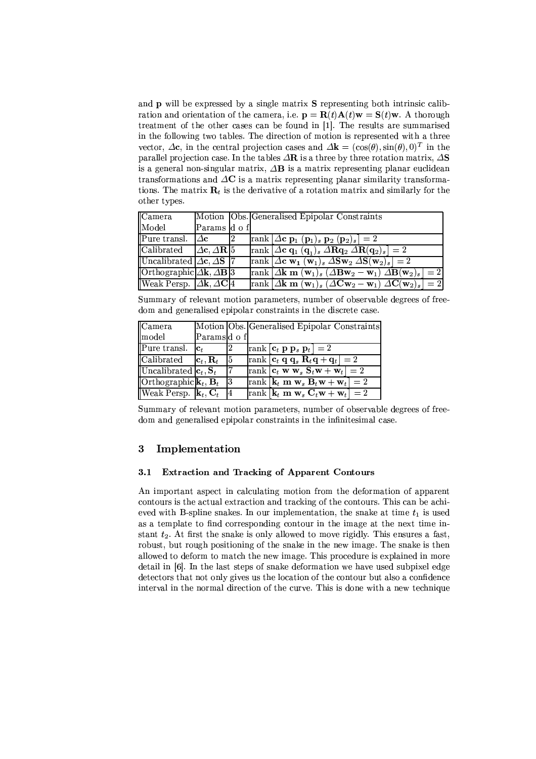and $\mathbf{p}$ will be expressed by a single matrix $\mathbf{S}$ representing both intrinsic calibration and orientation of the camera, i.e. $\mathbf{p} = \mathbf{R}(t)\mathbf{A}(t)\mathbf{w} = \mathbf{S}(t)\mathbf{w}$. A thorough treatment of the other cases can be found in [1]. The results are summarised in the following two tables. The direction of motion is represented with a three vector, $\Delta\mathbf{c}$, in the central projection cases and $\Delta\mathbf{k} = (\cos(\theta), \sin(\theta), 0)^T$ in the parallel projection case. In the tables $\Delta\mathbf{R}$ is a three by three rotation matrix, $\Delta\mathbf{S}$ is a general non-singular matrix, $\Delta\mathbf{B}$ is a matrix representing planar euclidean transformations and $\Delta\mathbf{C}$ is a matrix representing planar similarity transformations. The matrix $\mathbf{R}_t$ is the derivative of a rotation matrix and similarly for the other types.

| Camera Model | Motion Params | Obs. d o f | Generalised Epipolar Constraints |
|---|---|---|---|
| Pure transl. | $\Delta\mathbf{c}$ | 2 | $\text{rank}\left[\Delta\mathbf{c}\ \mathbf{p}_1\ (\mathbf{p}_1)_s\ \mathbf{p}_2\ (\mathbf{p}_2)_s\right] = 2$ |
| Calibrated | $\Delta\mathbf{c}, \Delta\mathbf{R}$ | 5 | $\text{rank}\left[\Delta\mathbf{c}\ \mathbf{q}_1\ (\mathbf{q}_1)_s\ \Delta\mathbf{R}\mathbf{q}_2\ \Delta\mathbf{R}(\mathbf{q}_2)_s\right] = 2$ |
| Uncalibrated | $\Delta\mathbf{c}, \Delta\mathbf{S}$ | 7 | $\text{rank}\left[\Delta\mathbf{c}\ \mathbf{w}_1\ (\mathbf{w}_1)_s\ \Delta\mathbf{S}\mathbf{w}_2\ \Delta\mathbf{S}(\mathbf{w}_2)_s\right] = 2$ |
| Orthographic | $\Delta\mathbf{k}, \Delta\mathbf{B}$ | 3 | $\text{rank}\left[\Delta\mathbf{k}\ \mathbf{m}\ (\mathbf{w}_1)_s\ (\Delta\mathbf{B}\mathbf{w}_2 - \mathbf{w}_1)\ \Delta\mathbf{B}(\mathbf{w}_2)_s\right] = 2$ |
| Weak Persp. | $\Delta\mathbf{k}, \Delta\mathbf{C}$ | 4 | $\text{rank}\left[\Delta\mathbf{k}\ \mathbf{m}\ (\mathbf{w}_1)_s\ (\Delta\mathbf{C}\mathbf{w}_2 - \mathbf{w}_1)\ \Delta\mathbf{C}(\mathbf{w}_2)_s\right] = 2$ |

Summary of relevant motion parameters, number of observable degrees of freedom and generalised epipolar constraints in the discrete case.

| Camera model | Motion Params | Obs. d o f | Generalised Epipolar Constraints |
|---|---|---|---|
| Pure transl. | $\mathbf{c}_t$ | 2 | $\text{rank}\left[\mathbf{c}_t\ \mathbf{p}\ \mathbf{p}_s\ \mathbf{p}_t\right] = 2$ |
| Calibrated | $\mathbf{c}_t, \mathbf{R}_t$ | 5 | $\text{rank}\left[\mathbf{c}_t\ \mathbf{q}\ \mathbf{q}_s\ \mathbf{R}_t\mathbf{q} + \mathbf{q}_t\right] = 2$ |
| Uncalibrated | $\mathbf{c}_t, \mathbf{S}_t$ | 7 | $\text{rank}\left[\mathbf{c}_t\ \mathbf{w}\ \mathbf{w}_s\ \mathbf{S}_t\mathbf{w} + \mathbf{w}_t\right] = 2$ |
| Orthographic | $\mathbf{k}_t, \mathbf{B}_t$ | 3 | $\text{rank}\left[\mathbf{k}_t\ \mathbf{m}\ \mathbf{w}_s\ \mathbf{B}_t\mathbf{w} + \mathbf{w}_t\right] = 2$ |
| Weak Persp. | $\mathbf{k}_t, \mathbf{C}_t$ | 4 | $\text{rank}\left[\mathbf{k}_t\ \mathbf{m}\ \mathbf{w}_s\ \mathbf{C}_t\mathbf{w} + \mathbf{w}_t\right] = 2$ |

Summary of relevant motion parameters, number of observable degrees of freedom and generalised epipolar constraints in the infinitesimal case.

## 3 Implementation

### 3.1 Extraction and Tracking of Apparent Contours

An important aspect in calculating motion from the deformation of apparent contours is the actual extraction and tracking of the contours. This can be achieved with B-spline snakes. In our implementation, the snake at time $t_1$ is used as a template to find corresponding contour in the image at the next time instant $t_2$. At first the snake is only allowed to move rigidly. This ensures a fast, robust, but rough positioning of the snake in the new image. The snake is then allowed to deform to match the new image. This procedure is explained in more detail in [6]. In the last steps of snake deformation we have used subpixel edge detectors that not only gives us the location of the contour but also a confidence interval in the normal direction of the curve. This is done with a new technique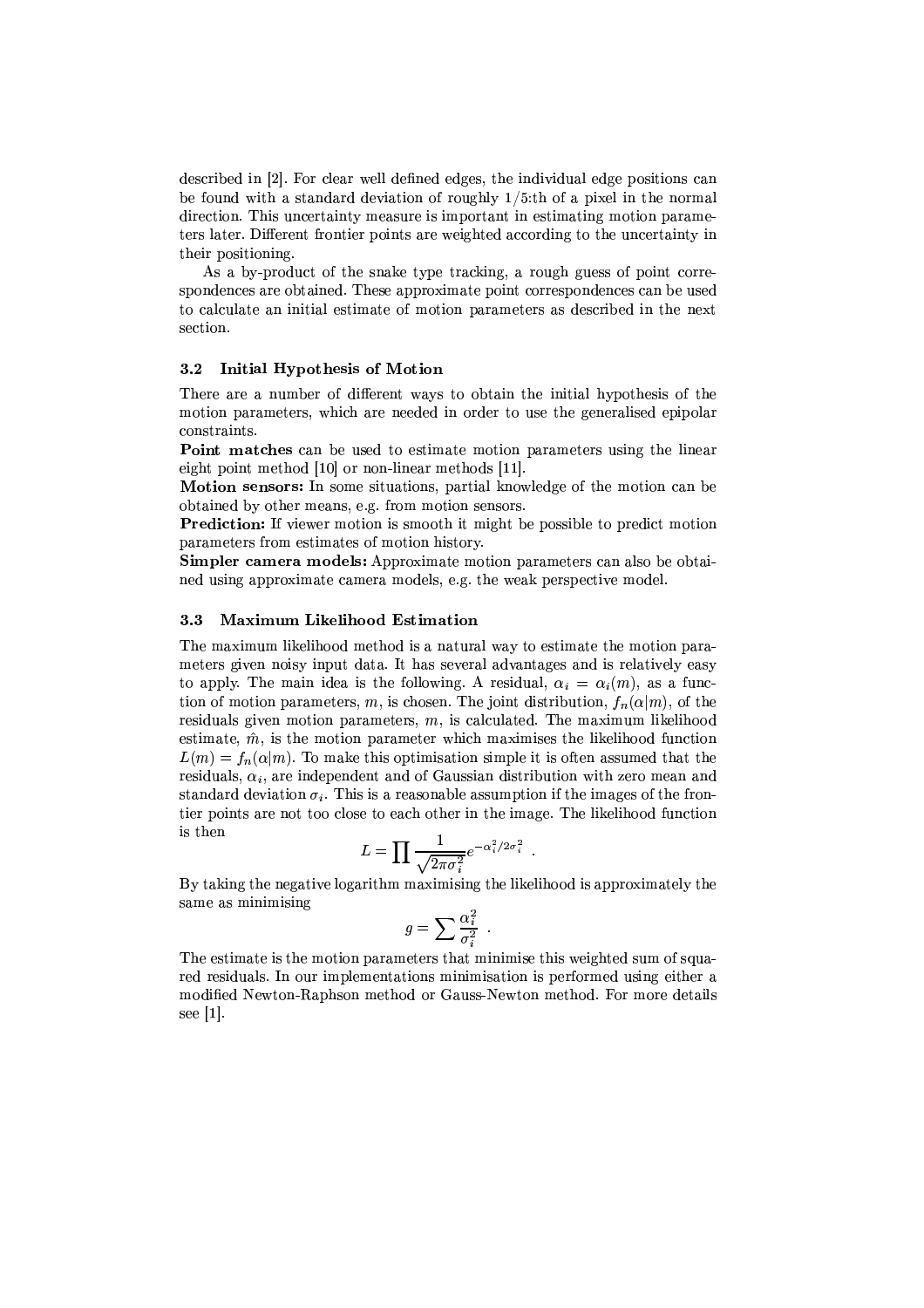described in [2]. For clear well defined edges, the individual edge positions can be found with a standard deviation of roughly 1/5:th of a pixel in the normal direction. This uncertainty measure is important in estimating motion parameters later. Different frontier points are weighted according to the uncertainty in their positioning.

As a by-product of the snake type tracking, a rough guess of point correspondences are obtained. These approximate point correspondences can be used to calculate an initial estimate of motion parameters as described in the next section.

### 3.2 Initial Hypothesis of Motion

There are a number of different ways to obtain the initial hypothesis of the motion parameters, which are needed in order to use the generalised epipolar constraints.

**Point matches** can be used to estimate motion parameters using the linear eight point method [10] or non-linear methods [11].

**Motion sensors:** In some situations, partial knowledge of the motion can be obtained by other means, e.g. from motion sensors.

**Prediction:** If viewer motion is smooth it might be possible to predict motion parameters from estimates of motion history.

**Simpler camera models:** Approximate motion parameters can also be obtained using approximate camera models, e.g. the weak perspective model.

### 3.3 Maximum Likelihood Estimation

The maximum likelihood method is a natural way to estimate the motion parameters given noisy input data. It has several advantages and is relatively easy to apply. The main idea is the following. A residual, $\alpha_i = \alpha_i(m)$, as a function of motion parameters, $m$, is chosen. The joint distribution, $f_n(\alpha|m)$, of the residuals given motion parameters, $m$, is calculated. The maximum likelihood estimate, $\hat{m}$, is the motion parameter which maximises the likelihood function $L(m) = f_n(\alpha|m)$. To make this optimisation simple it is often assumed that the residuals, $\alpha_i$, are independent and of Gaussian distribution with zero mean and standard deviation $\sigma_i$. This is a reasonable assumption if the images of the frontier points are not too close to each other in the image. The likelihood function is then

$$L = \prod \frac{1}{\sqrt{2\pi\sigma_i^2}} e^{-\alpha_i^2/2\sigma_i^2} \ .$$

By taking the negative logarithm maximising the likelihood is approximately the same as minimising

$$g = \sum \frac{\alpha_i^2}{\sigma_i^2} \ .$$

The estimate is the motion parameters that minimise this weighted sum of squared residuals. In our implementations minimisation is performed using either a modified Newton-Raphson method or Gauss-Newton method. For more details see [1].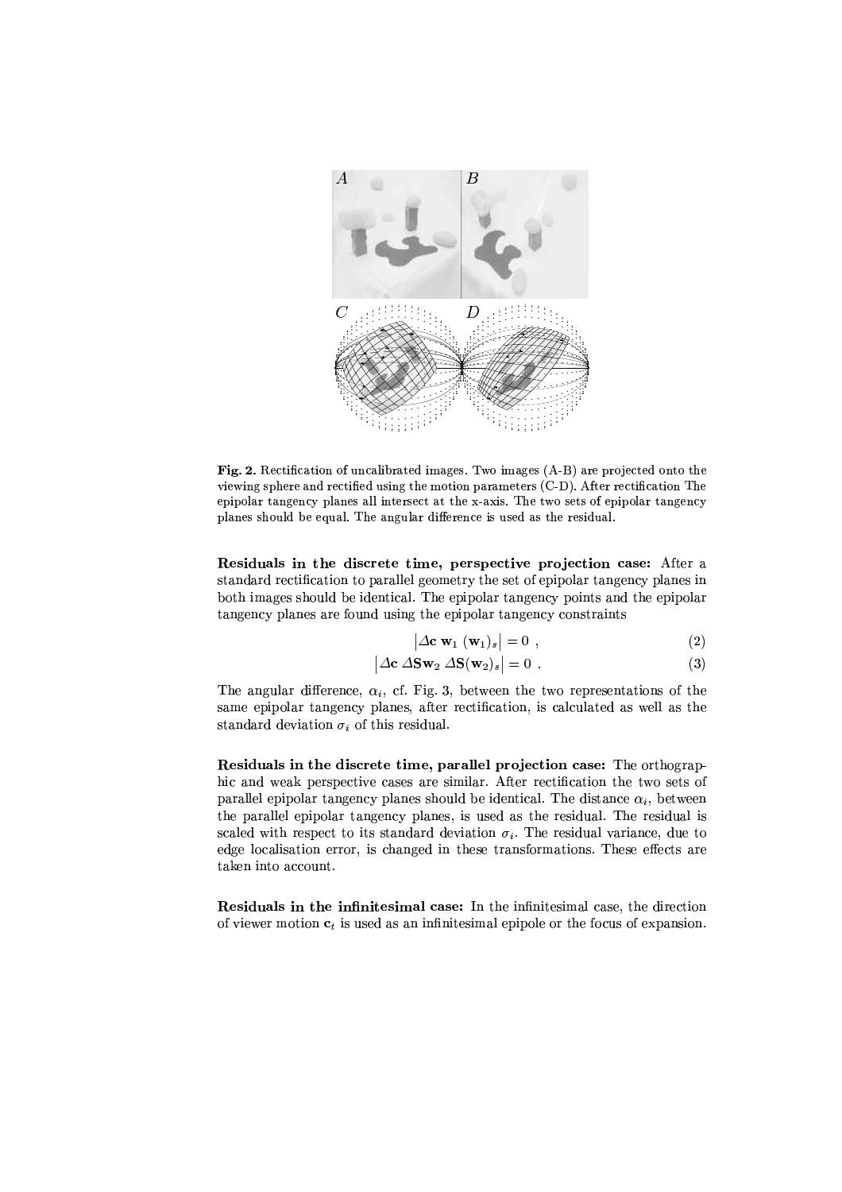**Fig. 2.** Rectification of uncalibrated images. Two images (A-B) are projected onto the viewing sphere and rectified using the motion parameters (C-D). After rectification The epipolar tangency planes all intersect at the x-axis. The two sets of epipolar tangency planes should be equal. The angular difference is used as the residual.

**Residuals in the discrete time, perspective projection case:** After a standard rectification to parallel geometry the set of epipolar tangency planes in both images should be identical. The epipolar tangency points and the epipolar tangency planes are found using the epipolar tangency constraints

$$\left| \Delta \mathbf{c} \; \mathbf{w}_1 \; (\mathbf{w}_1)_s \right| = 0 \;, \tag{2}$$

$$\left| \Delta \mathbf{c} \; \Delta \mathbf{S} \mathbf{w}_2 \; \Delta \mathbf{S} (\mathbf{w}_2)_s \right| = 0 \;. \tag{3}$$

The angular difference, $\alpha_i$, cf. Fig. 3, between the two representations of the same epipolar tangency planes, after rectification, is calculated as well as the standard deviation $\sigma_i$ of this residual.

**Residuals in the discrete time, parallel projection case:** The orthographic and weak perspective cases are similar. After rectification the two sets of parallel epipolar tangency planes should be identical. The distance $\alpha_i$, between the parallel epipolar tangency planes, is used as the residual. The residual is scaled with respect to its standard deviation $\sigma_i$. The residual variance, due to edge localisation error, is changed in these transformations. These effects are taken into account.

**Residuals in the infinitesimal case:** In the infinitesimal case, the direction of viewer motion $\mathbf{c}_t$ is used as an infinitesimal epipole or the focus of expansion.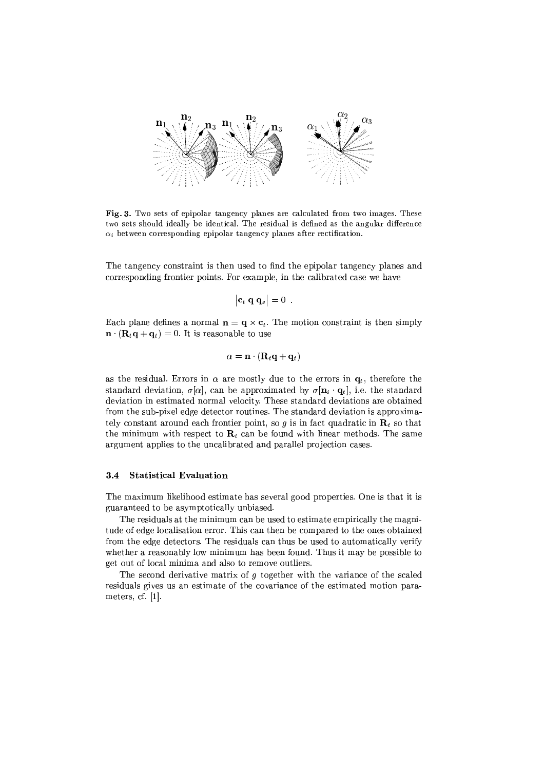**Fig. 3.** Two sets of epipolar tangency planes are calculated from two images. These two sets should ideally be identical. The residual is defined as the angular difference $\alpha_i$ between corresponding epipolar tangency planes after rectification.

The tangency constraint is then used to find the epipolar tangency planes and corresponding frontier points. For example, in the calibrated case we have

$$\left| \mathbf{c}_t \; \mathbf{q} \; \mathbf{q}_s \right| = 0 \; .$$

Each plane defines a normal $\mathbf{n} = \mathbf{q} \times \mathbf{c}_t$. The motion constraint is then simply $\mathbf{n} \cdot (\mathbf{R}_t \mathbf{q} + \mathbf{q}_t) = 0$. It is reasonable to use

$$\alpha = \mathbf{n} \cdot (\mathbf{R}_t \mathbf{q} + \mathbf{q}_t)$$

as the residual. Errors in $\alpha$ are mostly due to the errors in $\mathbf{q}_t$, therefore the standard deviation, $\sigma[\alpha]$, can be approximated by $\sigma[\mathbf{n}_i \cdot \mathbf{q}_t]$, i.e. the standard deviation in estimated normal velocity. These standard deviations are obtained from the sub-pixel edge detector routines. The standard deviation is approximately constant around each frontier point, so $g$ is in fact quadratic in $\mathbf{R}_t$ so that the minimum with respect to $\mathbf{R}_t$ can be found with linear methods. The same argument applies to the uncalibrated and parallel projection cases.

### 3.4 Statistical Evaluation

The maximum likelihood estimate has several good properties. One is that it is guaranteed to be asymptotically unbiased.

The residuals at the minimum can be used to estimate empirically the magnitude of edge localisation error. This can then be compared to the ones obtained from the edge detectors. The residuals can thus be used to automatically verify whether a reasonably low minimum has been found. Thus it may be possible to get out of local minima and also to remove outliers.

The second derivative matrix of $g$ together with the variance of the scaled residuals gives us an estimate of the covariance of the estimated motion parameters, cf. [1].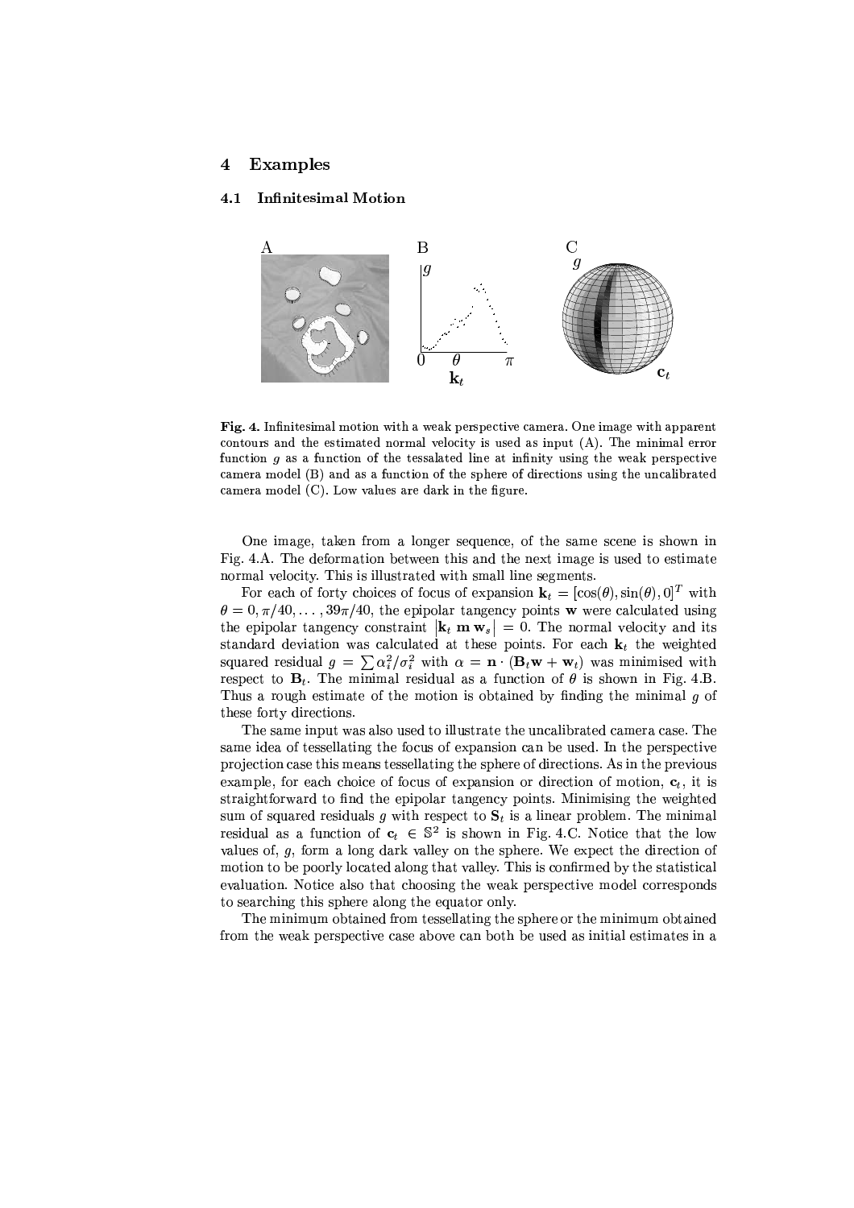## 4 Examples

### 4.1 Infinitesimal Motion

**Fig. 4.** Infinitesimal motion with a weak perspective camera. One image with apparent contours and the estimated normal velocity is used as input (A). The minimal error function $g$ as a function of the tessalated line at infinity using the weak perspective camera model (B) and as a function of the sphere of directions using the uncalibrated camera model (C). Low values are dark in the figure.

One image, taken from a longer sequence, of the same scene is shown in Fig. 4.A. The deformation between this and the next image is used to estimate normal velocity. This is illustrated with small line segments.

For each of forty choices of focus of expansion $\mathbf{k}_t = [\cos(\theta), \sin(\theta), 0]^T$ with $\theta = 0, \pi/40, \ldots, 39\pi/40$, the epipolar tangency points $\mathbf{w}$ were calculated using the epipolar tangency constraint $|\mathbf{k}_t\ \mathbf{m}\ \mathbf{w}_s| = 0$. The normal velocity and its standard deviation was calculated at these points. For each $\mathbf{k}_t$ the weighted squared residual $g = \sum \alpha_i^2/\sigma_i^2$ with $\alpha = \mathbf{n} \cdot (\mathbf{B}_t \mathbf{w} + \mathbf{w}_t)$ was minimised with respect to $\mathbf{B}_t$. The minimal residual as a function of $\theta$ is shown in Fig. 4.B. Thus a rough estimate of the motion is obtained by finding the minimal $g$ of these forty directions.

The same input was also used to illustrate the uncalibrated camera case. The same idea of tessellating the focus of expansion can be used. In the perspective projection case this means tessellating the sphere of directions. As in the previous example, for each choice of focus of expansion or direction of motion, $\mathbf{c}_t$, it is straightforward to find the epipolar tangency points. Minimising the weighted sum of squared residuals $g$ with respect to $\mathbf{S}_t$ is a linear problem. The minimal residual as a function of $\mathbf{c}_t \in \mathbb{S}^2$ is shown in Fig. 4.C. Notice that the low values of, $g$, form a long dark valley on the sphere. We expect the direction of motion to be poorly located along that valley. This is confirmed by the statistical evaluation. Notice also that choosing the weak perspective model corresponds to searching this sphere along the equator only.

The minimum obtained from tessellating the sphere or the minimum obtained from the weak perspective case above can both be used as initial estimates in a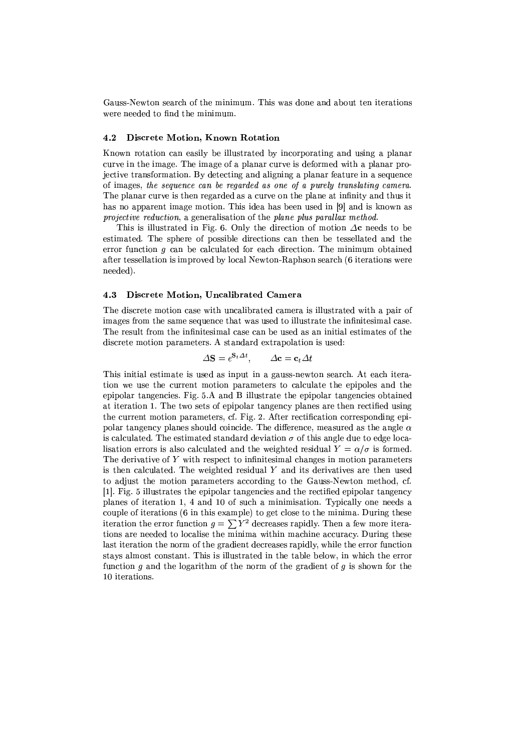Gauss-Newton search of the minimum. This was done and about ten iterations were needed to find the minimum.

### 4.2 Discrete Motion, Known Rotation

Known rotation can easily be illustrated by incorporating and using a planar curve in the image. The image of a planar curve is deformed with a planar projective transformation. By detecting and aligning a planar feature in a sequence of images, *the sequence can be regarded as one of a purely translating camera*. The planar curve is then regarded as a curve on the plane at infinity and thus it has no apparent image motion. This idea has been used in [9] and is known as *projective reduction*, a generalisation of the *plane plus parallax method*.

This is illustrated in Fig. 6. Only the direction of motion $\Delta \mathbf{c}$ needs to be estimated. The sphere of possible directions can then be tessellated and the error function $g$ can be calculated for each direction. The minimum obtained after tessellation is improved by local Newton-Raphson search (6 iterations were needed).

### 4.3 Discrete Motion, Uncalibrated Camera

The discrete motion case with uncalibrated camera is illustrated with a pair of images from the same sequence that was used to illustrate the infinitesimal case. The result from the infinitesimal case can be used as an initial estimates of the discrete motion parameters. A standard extrapolation is used:

$$\Delta \mathbf{S} = e^{\mathbf{S}_t \Delta t}, \qquad \Delta \mathbf{c} = \mathbf{c}_t \Delta t$$

This initial estimate is used as input in a gauss-newton search. At each iteration we use the current motion parameters to calculate the epipoles and the epipolar tangencies. Fig. 5.A and B illustrate the epipolar tangencies obtained at iteration 1. The two sets of epipolar tangency planes are then rectified using the current motion parameters, cf. Fig. 2. After rectification corresponding epipolar tangency planes should coincide. The difference, measured as the angle $\alpha$ is calculated. The estimated standard deviation $\sigma$ of this angle due to edge localisation errors is also calculated and the weighted residual $Y = \alpha / \sigma$ is formed. The derivative of $Y$ with respect to infinitesimal changes in motion parameters is then calculated. The weighted residual $Y$ and its derivatives are then used to adjust the motion parameters according to the Gauss-Newton method, cf. [1]. Fig. 5 illustrates the epipolar tangencies and the rectified epipolar tangency planes of iteration 1, 4 and 10 of such a minimisation. Typically one needs a couple of iterations (6 in this example) to get close to the minima. During these iteration the error function $g = \sum Y^2$ decreases rapidly. Then a few more iterations are needed to localise the minima within machine accuracy. During these last iteration the norm of the gradient decreases rapidly, while the error function stays almost constant. This is illustrated in the table below, in which the error function $g$ and the logarithm of the norm of the gradient of $g$ is shown for the 10 iterations.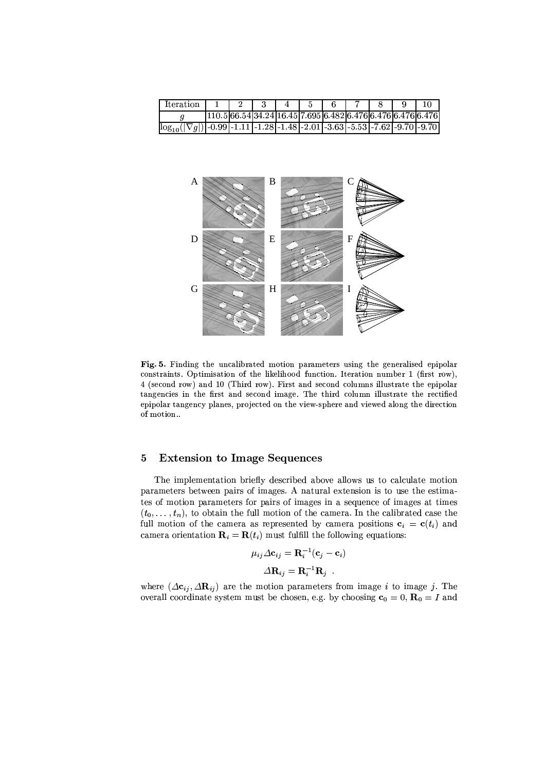| Iteration | 1 | 2 | 3 | 4 | 5 | 6 | 7 | 8 | 9 | 10 |
|---|---|---|---|---|---|---|---|---|---|---|
| $g$ | 110.5 | 66.54 | 34.24 | 16.45 | 7.695 | 6.482 | 6.476 | 6.476 | 6.476 | 6.476 |
| $\log_{10}(\|\nabla g\|)$ | -0.99 | -1.11 | -1.28 | -1.48 | -2.01 | -3.63 | -5.53 | -7.62 | -9.70 | -9.70 |

**Fig. 5.** Finding the uncalibrated motion parameters using the generalised epipolar constraints. Optimisation of the likelihood function. Iteration number 1 (first row), 4 (second row) and 10 (Third row). First and second columns illustrate the epipolar tangencies in the first and second image. The third column illustrate the rectified epipolar tangency planes, projected on the view-sphere and viewed along the direction of motion..

## 5 Extension to Image Sequences

The implementation briefly described above allows us to calculate motion parameters between pairs of images. A natural extension is to use the estimates of motion parameters for pairs of images in a sequence of images at times $(t_0, \ldots, t_n)$, to obtain the full motion of the camera. In the calibrated case the full motion of the camera as represented by camera positions $\mathbf{c}_i = \mathbf{c}(t_i)$ and camera orientation $\mathbf{R}_i = \mathbf{R}(t_i)$ must fulfill the following equations:

$$\mu_{ij} \Delta \mathbf{c}_{ij} = \mathbf{R}_i^{-1}(\mathbf{c}_j - \mathbf{c}_i)$$

$$\Delta \mathbf{R}_{ij} = \mathbf{R}_i^{-1} \mathbf{R}_j \ .$$

where $(\Delta \mathbf{c}_{ij}, \Delta \mathbf{R}_{ij})$ are the motion parameters from image $i$ to image $j$. The overall coordinate system must be chosen, e.g. by choosing $\mathbf{c}_0 = 0$, $\mathbf{R}_0 = I$ and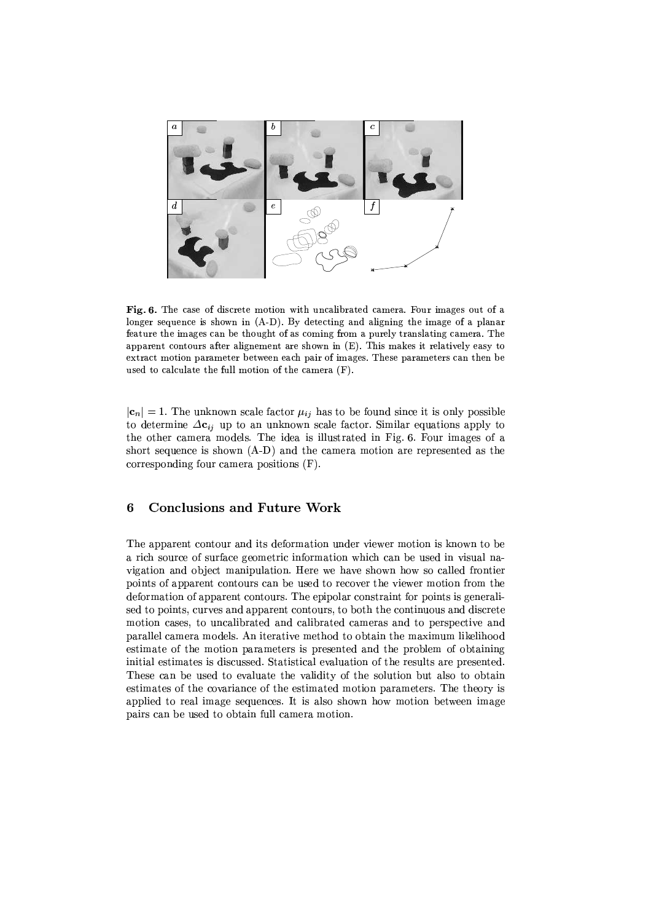a b c d e f

**Fig. 6.** The case of discrete motion with uncalibrated camera. Four images out of a longer sequence is shown in (A-D). By detecting and aligning the image of a planar feature the images can be thought of as coming from a purely translating camera. The apparent contours after alignement are shown in (E). This makes it relatively easy to extract motion parameter between each pair of images. These parameters can then be used to calculate the full motion of the camera (F).

$|\mathbf{c}_n| = 1$. The unknown scale factor $\mu_{ij}$ has to be found since it is only possible to determine $\Delta\mathbf{c}_{ij}$ up to an unknown scale factor. Similar equations apply to the other camera models. The idea is illustrated in Fig. 6. Four images of a short sequence is shown (A-D) and the camera motion are represented as the corresponding four camera positions (F).

## 6 Conclusions and Future Work

The apparent contour and its deformation under viewer motion is known to be a rich source of surface geometric information which can be used in visual navigation and object manipulation. Here we have shown how so called frontier points of apparent contours can be used to recover the viewer motion from the deformation of apparent contours. The epipolar constraint for points is generalised to points, curves and apparent contours, to both the continuous and discrete motion cases, to uncalibrated and calibrated cameras and to perspective and parallel camera models. An iterative method to obtain the maximum likelihood estimate of the motion parameters is presented and the problem of obtaining initial estimates is discussed. Statistical evaluation of the results are presented. These can be used to evaluate the validity of the solution but also to obtain estimates of the covariance of the estimated motion parameters. The theory is applied to real image sequences. It is also shown how motion between image pairs can be used to obtain full camera motion.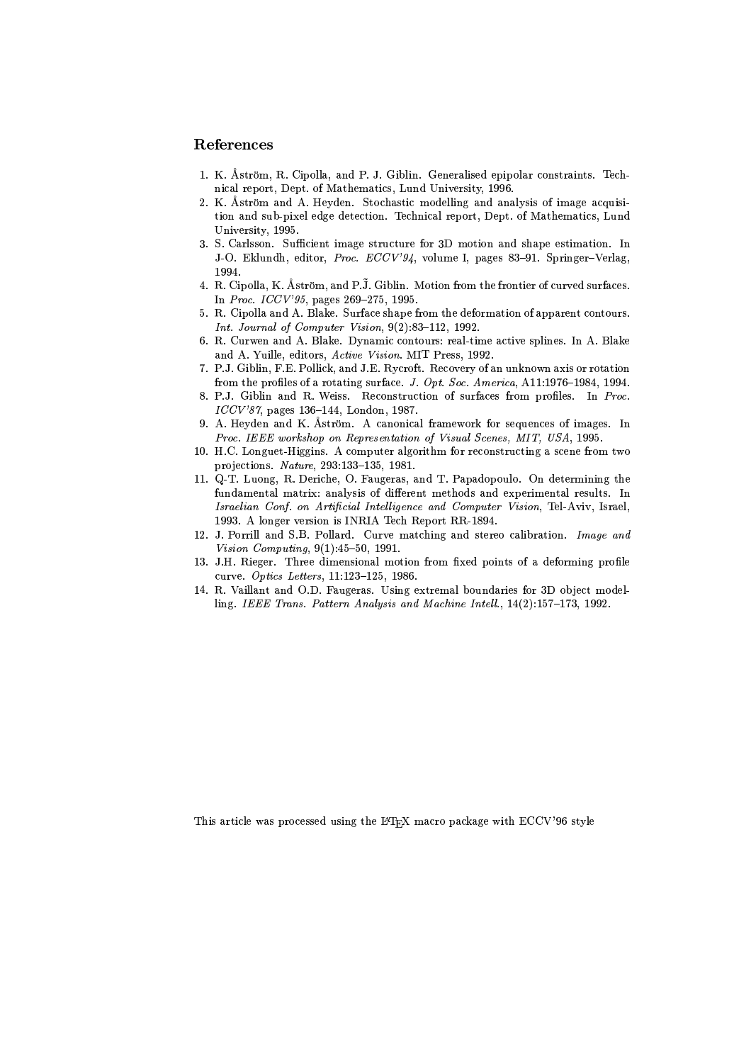## References

1. K. Åström, R. Cipolla, and P. J. Giblin. Generalised epipolar constraints. Technical report, Dept. of Mathematics, Lund University, 1996.
2. K. Åström and A. Heyden. Stochastic modelling and analysis of image acquisition and sub-pixel edge detection. Technical report, Dept. of Mathematics, Lund University, 1995.
3. S. Carlsson. Sufficient image structure for 3D motion and shape estimation. In J-O. Eklundh, editor, *Proc. ECCV'94*, volume I, pages 83–91. Springer–Verlag, 1994.
4. R. Cipolla, K. Åström, and P.J. Giblin. Motion from the frontier of curved surfaces. In *Proc. ICCV'95*, pages 269–275, 1995.
5. R. Cipolla and A. Blake. Surface shape from the deformation of apparent contours. *Int. Journal of Computer Vision*, 9(2):83–112, 1992.
6. R. Curwen and A. Blake. Dynamic contours: real-time active splines. In A. Blake and A. Yuille, editors, *Active Vision*. MIT Press, 1992.
7. P.J. Giblin, F.E. Pollick, and J.E. Rycroft. Recovery of an unknown axis or rotation from the profiles of a rotating surface. *J. Opt. Soc. America*, A11:1976–1984, 1994.
8. P.J. Giblin and R. Weiss. Reconstruction of surfaces from profiles. In *Proc. ICCV'87*, pages 136–144, London, 1987.
9. A. Heyden and K. Åström. A canonical framework for sequences of images. In *Proc. IEEE workshop on Representation of Visual Scenes, MIT, USA*, 1995.
10. H.C. Longuet-Higgins. A computer algorithm for reconstructing a scene from two projections. *Nature*, 293:133–135, 1981.
11. Q-T. Luong, R. Deriche, O. Faugeras, and T. Papadopoulo. On determining the fundamental matrix: analysis of different methods and experimental results. In *Israelian Conf. on Artificial Intelligence and Computer Vision*, Tel-Aviv, Israel, 1993. A longer version is INRIA Tech Report RR-1894.
12. J. Porrill and S.B. Pollard. Curve matching and stereo calibration. *Image and Vision Computing*, 9(1):45–50, 1991.
13. J.H. Rieger. Three dimensional motion from fixed points of a deforming profile curve. *Optics Letters*, 11:123–125, 1986.
14. R. Vaillant and O.D. Faugeras. Using extremal boundaries for 3D object modelling. *IEEE Trans. Pattern Analysis and Machine Intell.*, 14(2):157–173, 1992.

This article was processed using the LaTeX macro package with ECCV'96 style